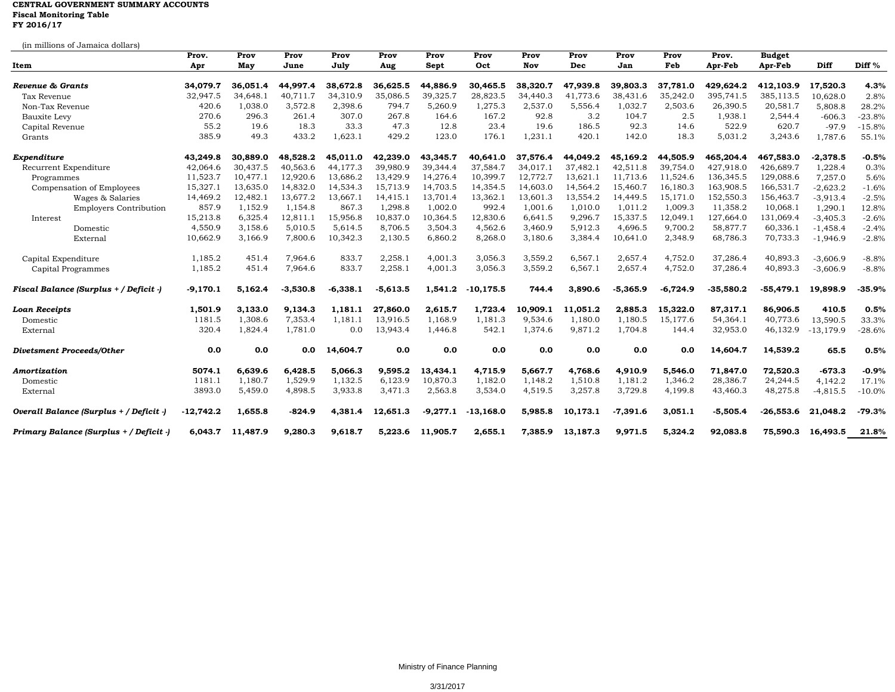**CENTRAL GOVERNMENT SUMMARY ACCOUNTS**
**Fiscal Monitoring Table**
**FY 2016/17**

(in millions of Jamaica dollars)

| Item | Prov. Apr | Prov May | Prov June | Prov July | Prov Aug | Prov Sept | Prov Oct | Prov Nov | Prov Dec | Prov Jan | Prov Feb | Prov. Apr-Feb | Budget Apr-Feb | Diff | Diff % |
|---|---|---|---|---|---|---|---|---|---|---|---|---|---|---|---|
| ***Revenue & Grants*** | **34,079.7** | **36,051.4** | **44,997.4** | **38,672.8** | **36,625.5** | **44,886.9** | **30,465.5** | **38,320.7** | **47,939.8** | **39,803.3** | **37,781.0** | **429,624.2** | **412,103.9** | **17,520.3** | **4.3%** |
| Tax Revenue | 32,947.5 | 34,648.1 | 40,711.7 | 34,310.9 | 35,086.5 | 39,325.7 | 28,823.5 | 34,440.3 | 41,773.6 | 38,431.6 | 35,242.0 | 395,741.5 | 385,113.5 | 10,628.0 | 2.8% |
| Non-Tax Revenue | 420.6 | 1,038.0 | 3,572.8 | 2,398.6 | 794.7 | 5,260.9 | 1,275.3 | 2,537.0 | 5,556.4 | 1,032.7 | 2,503.6 | 26,390.5 | 20,581.7 | 5,808.8 | 28.2% |
| Bauxite Levy | 270.6 | 296.3 | 261.4 | 307.0 | 267.8 | 164.6 | 167.2 | 92.8 | 3.2 | 104.7 | 2.5 | 1,938.1 | 2,544.4 | -606.3 | -23.8% |
| Capital Revenue | 55.2 | 19.6 | 18.3 | 33.3 | 47.3 | 12.8 | 23.4 | 19.6 | 186.5 | 92.3 | 14.6 | 522.9 | 620.7 | -97.9 | -15.8% |
| Grants | 385.9 | 49.3 | 433.2 | 1,623.1 | 429.2 | 123.0 | 176.1 | 1,231.1 | 420.1 | 142.0 | 18.3 | 5,031.2 | 3,243.6 | 1,787.6 | 55.1% |
| ***Expenditure*** | **43,249.8** | **30,889.0** | **48,528.2** | **45,011.0** | **42,239.0** | **43,345.7** | **40,641.0** | **37,576.4** | **44,049.2** | **45,169.2** | **44,505.9** | **465,204.4** | **467,583.0** | **-2,378.5** | **-0.5%** |
| Recurrent Expenditure | 42,064.6 | 30,437.5 | 40,563.6 | 44,177.3 | 39,980.9 | 39,344.4 | 37,584.7 | 34,017.1 | 37,482.1 | 42,511.8 | 39,754.0 | 427,918.0 | 426,689.7 | 1,228.4 | 0.3% |
| Programmes | 11,523.7 | 10,477.1 | 12,920.6 | 13,686.2 | 13,429.9 | 14,276.4 | 10,399.7 | 12,772.7 | 13,621.1 | 11,713.6 | 11,524.6 | 136,345.5 | 129,088.6 | 7,257.0 | 5.6% |
| Compensation of Employees | 15,327.1 | 13,635.0 | 14,832.0 | 14,534.3 | 15,713.9 | 14,703.5 | 14,354.5 | 14,603.0 | 14,564.2 | 15,460.7 | 16,180.3 | 163,908.5 | 166,531.7 | -2,623.2 | -1.6% |
| Wages & Salaries | 14,469.2 | 12,482.1 | 13,677.2 | 13,667.1 | 14,415.1 | 13,701.4 | 13,362.1 | 13,601.3 | 13,554.2 | 14,449.5 | 15,171.0 | 152,550.3 | 156,463.7 | -3,913.4 | -2.5% |
| Employers Contribution | 857.9 | 1,152.9 | 1,154.8 | 867.3 | 1,298.8 | 1,002.0 | 992.4 | 1,001.6 | 1,010.0 | 1,011.2 | 1,009.3 | 11,358.2 | 10,068.1 | 1,290.1 | 12.8% |
| Interest | 15,213.8 | 6,325.4 | 12,811.1 | 15,956.8 | 10,837.0 | 10,364.5 | 12,830.6 | 6,641.5 | 9,296.7 | 15,337.5 | 12,049.1 | 127,664.0 | 131,069.4 | -3,405.3 | -2.6% |
| Domestic | 4,550.9 | 3,158.6 | 5,010.5 | 5,614.5 | 8,706.5 | 3,504.3 | 4,562.6 | 3,460.9 | 5,912.3 | 4,696.5 | 9,700.2 | 58,877.7 | 60,336.1 | -1,458.4 | -2.4% |
| External | 10,662.9 | 3,166.9 | 7,800.6 | 10,342.3 | 2,130.5 | 6,860.2 | 8,268.0 | 3,180.6 | 3,384.4 | 10,641.0 | 2,348.9 | 68,786.3 | 70,733.3 | -1,946.9 | -2.8% |
| Capital Expenditure | 1,185.2 | 451.4 | 7,964.6 | 833.7 | 2,258.1 | 4,001.3 | 3,056.3 | 3,559.2 | 6,567.1 | 2,657.4 | 4,752.0 | 37,286.4 | 40,893.3 | -3,606.9 | -8.8% |
| Capital Programmes | 1,185.2 | 451.4 | 7,964.6 | 833.7 | 2,258.1 | 4,001.3 | 3,056.3 | 3,559.2 | 6,567.1 | 2,657.4 | 4,752.0 | 37,286.4 | 40,893.3 | -3,606.9 | -8.8% |
| ***Fiscal Balance (Surplus + / Deficit -)*** | **-9,170.1** | **5,162.4** | **-3,530.8** | **-6,338.1** | **-5,613.5** | **1,541.2** | **-10,175.5** | **744.4** | **3,890.6** | **-5,365.9** | **-6,724.9** | **-35,580.2** | **-55,479.1** | **19,898.9** | **-35.9%** |
| ***Loan Receipts*** | **1,501.9** | **3,133.0** | **9,134.3** | **1,181.1** | **27,860.0** | **2,615.7** | **1,723.4** | **10,909.1** | **11,051.2** | **2,885.3** | **15,322.0** | **87,317.1** | **86,906.5** | **410.5** | **0.5%** |
| Domestic | 1181.5 | 1,308.6 | 7,353.4 | 1,181.1 | 13,916.5 | 1,168.9 | 1,181.3 | 9,534.6 | 1,180.0 | 1,180.5 | 15,177.6 | 54,364.1 | 40,773.6 | 13,590.5 | 33.3% |
| External | 320.4 | 1,824.4 | 1,781.0 | 0.0 | 13,943.4 | 1,446.8 | 542.1 | 1,374.6 | 9,871.2 | 1,704.8 | 144.4 | 32,953.0 | 46,132.9 | -13,179.9 | -28.6% |
| ***Divetsment Proceeds/Other*** | **0.0** | **0.0** | **0.0** | **14,604.7** | **0.0** | **0.0** | **0.0** | **0.0** | **0.0** | **0.0** | **0.0** | **14,604.7** | **14,539.2** | **65.5** | **0.5%** |
| ***Amortization*** | **5074.1** | **6,639.6** | **6,428.5** | **5,066.3** | **9,595.2** | **13,434.1** | **4,715.9** | **5,667.7** | **4,768.6** | **4,910.9** | **5,546.0** | **71,847.0** | **72,520.3** | **-673.3** | **-0.9%** |
| Domestic | 1181.1 | 1,180.7 | 1,529.9 | 1,132.5 | 6,123.9 | 10,870.3 | 1,182.0 | 1,148.2 | 1,510.8 | 1,181.2 | 1,346.2 | 28,386.7 | 24,244.5 | 4,142.2 | 17.1% |
| External | 3893.0 | 5,459.0 | 4,898.5 | 3,933.8 | 3,471.3 | 2,563.8 | 3,534.0 | 4,519.5 | 3,257.8 | 3,729.8 | 4,199.8 | 43,460.3 | 48,275.8 | -4,815.5 | -10.0% |
| ***Overall Balance (Surplus + / Deficit -)*** | **-12,742.2** | **1,655.8** | **-824.9** | **4,381.4** | **12,651.3** | **-9,277.1** | **-13,168.0** | **5,985.8** | **10,173.1** | **-7,391.6** | **3,051.1** | **-5,505.4** | **-26,553.6** | **21,048.2** | **-79.3%** |
| ***Primary Balance (Surplus + / Deficit -)*** | **6,043.7** | **11,487.9** | **9,280.3** | **9,618.7** | **5,223.6** | **11,905.7** | **2,655.1** | **7,385.9** | **13,187.3** | **9,971.5** | **5,324.2** | **92,083.8** | **75,590.3** | **16,493.5** | **21.8%** |

Ministry of Finance Planning

3/31/2017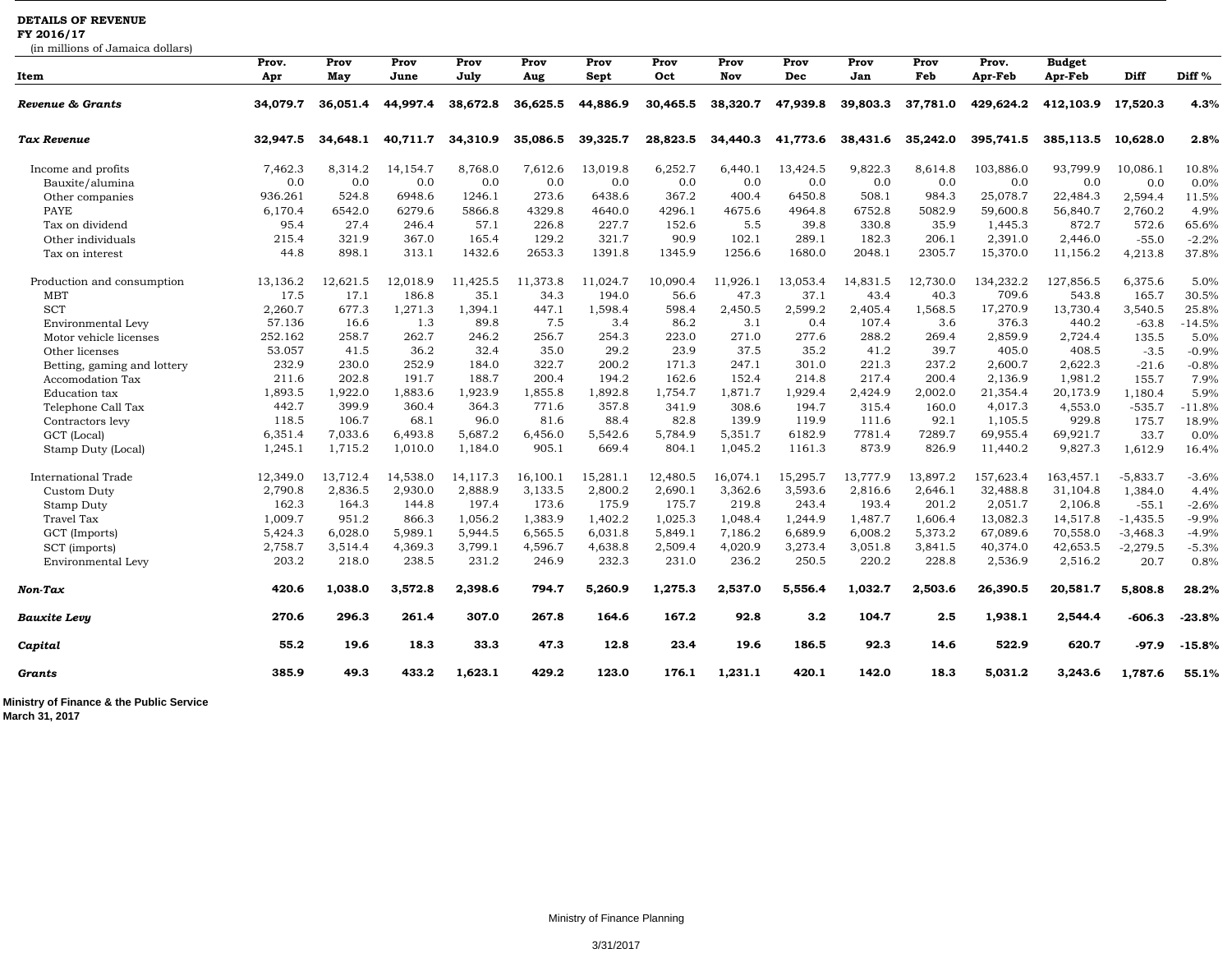**DETAILS OF REVENUE**
**FY 2016/17**
(in millions of Jamaica dollars)

| Item | Prov. Apr | Prov May | Prov June | Prov July | Prov Aug | Prov Sept | Prov Oct | Prov Nov | Prov Dec | Prov Jan | Prov Feb | Prov. Apr-Feb | Budget Apr-Feb | Diff | Diff % |
|---|---|---|---|---|---|---|---|---|---|---|---|---|---|---|---|
| ***Revenue & Grants*** | **34,079.7** | **36,051.4** | **44,997.4** | **38,672.8** | **36,625.5** | **44,886.9** | **30,465.5** | **38,320.7** | **47,939.8** | **39,803.3** | **37,781.0** | **429,624.2** | **412,103.9** | **17,520.3** | **4.3%** |
| ***Tax Revenue*** | **32,947.5** | **34,648.1** | **40,711.7** | **34,310.9** | **35,086.5** | **39,325.7** | **28,823.5** | **34,440.3** | **41,773.6** | **38,431.6** | **35,242.0** | **395,741.5** | **385,113.5** | **10,628.0** | **2.8%** |
| Income and profits | 7,462.3 | 8,314.2 | 14,154.7 | 8,768.0 | 7,612.6 | 13,019.8 | 6,252.7 | 6,440.1 | 13,424.5 | 9,822.3 | 8,614.8 | 103,886.0 | 93,799.9 | 10,086.1 | 10.8% |
| Bauxite/alumina | 0.0 | 0.0 | 0.0 | 0.0 | 0.0 | 0.0 | 0.0 | 0.0 | 0.0 | 0.0 | 0.0 | 0.0 | 0.0 | 0.0 | 0.0% |
| Other companies | 936.261 | 524.8 | 6948.6 | 1246.1 | 273.6 | 6438.6 | 367.2 | 400.4 | 6450.8 | 508.1 | 984.3 | 25,078.7 | 22,484.3 | 2,594.4 | 11.5% |
| PAYE | 6,170.4 | 6542.0 | 6279.6 | 5866.8 | 4329.8 | 4640.0 | 4296.1 | 4675.6 | 4964.8 | 6752.8 | 5082.9 | 59,600.8 | 56,840.7 | 2,760.2 | 4.9% |
| Tax on dividend | 95.4 | 27.4 | 246.4 | 57.1 | 226.8 | 227.7 | 152.6 | 5.5 | 39.8 | 330.8 | 35.9 | 1,445.3 | 872.7 | 572.6 | 65.6% |
| Other individuals | 215.4 | 321.9 | 367.0 | 165.4 | 129.2 | 321.7 | 90.9 | 102.1 | 289.1 | 182.3 | 206.1 | 2,391.0 | 2,446.0 | -55.0 | -2.2% |
| Tax on interest | 44.8 | 898.1 | 313.1 | 1432.6 | 2653.3 | 1391.8 | 1345.9 | 1256.6 | 1680.0 | 2048.1 | 2305.7 | 15,370.0 | 11,156.2 | 4,213.8 | 37.8% |
| Production and consumption | 13,136.2 | 12,621.5 | 12,018.9 | 11,425.5 | 11,373.8 | 11,024.7 | 10,090.4 | 11,926.1 | 13,053.4 | 14,831.5 | 12,730.0 | 134,232.2 | 127,856.5 | 6,375.6 | 5.0% |
| MBT | 17.5 | 17.1 | 186.8 | 35.1 | 34.3 | 194.0 | 56.6 | 47.3 | 37.1 | 43.4 | 40.3 | 709.6 | 543.8 | 165.7 | 30.5% |
| SCT | 2,260.7 | 677.3 | 1,271.3 | 1,394.1 | 447.1 | 1,598.4 | 598.4 | 2,450.5 | 2,599.2 | 2,405.4 | 1,568.5 | 17,270.9 | 13,730.4 | 3,540.5 | 25.8% |
| Environmental Levy | 57.136 | 16.6 | 1.3 | 89.8 | 7.5 | 3.4 | 86.2 | 3.1 | 0.4 | 107.4 | 3.6 | 376.3 | 440.2 | -63.8 | -14.5% |
| Motor vehicle licenses | 252.162 | 258.7 | 262.7 | 246.2 | 256.7 | 254.3 | 223.0 | 271.0 | 277.6 | 288.2 | 269.4 | 2,859.9 | 2,724.4 | 135.5 | 5.0% |
| Other licenses | 53.057 | 41.5 | 36.2 | 32.4 | 35.0 | 29.2 | 23.9 | 37.5 | 35.2 | 41.2 | 39.7 | 405.0 | 408.5 | -3.5 | -0.9% |
| Betting, gaming and lottery | 232.9 | 230.0 | 252.9 | 184.0 | 322.7 | 200.2 | 171.3 | 247.1 | 301.0 | 221.3 | 237.2 | 2,600.7 | 2,622.3 | -21.6 | -0.8% |
| Accomodation Tax | 211.6 | 202.8 | 191.7 | 188.7 | 200.4 | 194.2 | 162.6 | 152.4 | 214.8 | 217.4 | 200.4 | 2,136.9 | 1,981.2 | 155.7 | 7.9% |
| Education tax | 1,893.5 | 1,922.0 | 1,883.6 | 1,923.9 | 1,855.8 | 1,892.8 | 1,754.7 | 1,871.7 | 1,929.4 | 2,424.9 | 2,002.0 | 21,354.4 | 20,173.9 | 1,180.4 | 5.9% |
| Telephone Call Tax | 442.7 | 399.9 | 360.4 | 364.3 | 771.6 | 357.8 | 341.9 | 308.6 | 194.7 | 315.4 | 160.0 | 4,017.3 | 4,553.0 | -535.7 | -11.8% |
| Contractors levy | 118.5 | 106.7 | 68.1 | 96.0 | 81.6 | 88.4 | 82.8 | 139.9 | 119.9 | 111.6 | 92.1 | 1,105.5 | 929.8 | 175.7 | 18.9% |
| GCT (Local) | 6,351.4 | 7,033.6 | 6,493.8 | 5,687.2 | 6,456.0 | 5,542.6 | 5,784.9 | 5,351.7 | 6182.9 | 7781.4 | 7289.7 | 69,955.4 | 69,921.7 | 33.7 | 0.0% |
| Stamp Duty (Local) | 1,245.1 | 1,715.2 | 1,010.0 | 1,184.0 | 905.1 | 669.4 | 804.1 | 1,045.2 | 1161.3 | 873.9 | 826.9 | 11,440.2 | 9,827.3 | 1,612.9 | 16.4% |
| International Trade | 12,349.0 | 13,712.4 | 14,538.0 | 14,117.3 | 16,100.1 | 15,281.1 | 12,480.5 | 16,074.1 | 15,295.7 | 13,777.9 | 13,897.2 | 157,623.4 | 163,457.1 | -5,833.7 | -3.6% |
| Custom Duty | 2,790.8 | 2,836.5 | 2,930.0 | 2,888.9 | 3,133.5 | 2,800.2 | 2,690.1 | 3,362.6 | 3,593.6 | 2,816.6 | 2,646.1 | 32,488.8 | 31,104.8 | 1,384.0 | 4.4% |
| Stamp Duty | 162.3 | 164.3 | 144.8 | 197.4 | 173.6 | 175.9 | 175.7 | 219.8 | 243.4 | 193.4 | 201.2 | 2,051.7 | 2,106.8 | -55.1 | -2.6% |
| Travel Tax | 1,009.7 | 951.2 | 866.3 | 1,056.2 | 1,383.9 | 1,402.2 | 1,025.3 | 1,048.4 | 1,244.9 | 1,487.7 | 1,606.4 | 13,082.3 | 14,517.8 | -1,435.5 | -9.9% |
| GCT (Imports) | 5,424.3 | 6,028.0 | 5,989.1 | 5,944.5 | 6,565.5 | 6,031.8 | 5,849.1 | 7,186.2 | 6,689.9 | 6,008.2 | 5,373.2 | 67,089.6 | 70,558.0 | -3,468.3 | -4.9% |
| SCT (imports) | 2,758.7 | 3,514.4 | 4,369.3 | 3,799.1 | 4,596.7 | 4,638.8 | 2,509.4 | 4,020.9 | 3,273.4 | 3,051.8 | 3,841.5 | 40,374.0 | 42,653.5 | -2,279.5 | -5.3% |
| Environmental Levy | 203.2 | 218.0 | 238.5 | 231.2 | 246.9 | 232.3 | 231.0 | 236.2 | 250.5 | 220.2 | 228.8 | 2,536.9 | 2,516.2 | 20.7 | 0.8% |
| ***Non-Tax*** | **420.6** | **1,038.0** | **3,572.8** | **2,398.6** | **794.7** | **5,260.9** | **1,275.3** | **2,537.0** | **5,556.4** | **1,032.7** | **2,503.6** | **26,390.5** | **20,581.7** | **5,808.8** | **28.2%** |
| ***Bauxite Levy*** | **270.6** | **296.3** | **261.4** | **307.0** | **267.8** | **164.6** | **167.2** | **92.8** | **3.2** | **104.7** | **2.5** | **1,938.1** | **2,544.4** | **-606.3** | **-23.8%** |
| ***Capital*** | **55.2** | **19.6** | **18.3** | **33.3** | **47.3** | **12.8** | **23.4** | **19.6** | **186.5** | **92.3** | **14.6** | **522.9** | **620.7** | **-97.9** | **-15.8%** |
| ***Grants*** | **385.9** | **49.3** | **433.2** | **1,623.1** | **429.2** | **123.0** | **176.1** | **1,231.1** | **420.1** | **142.0** | **18.3** | **5,031.2** | **3,243.6** | **1,787.6** | **55.1%** |

**Ministry of Finance & the Public Service**
**March 31, 2017**